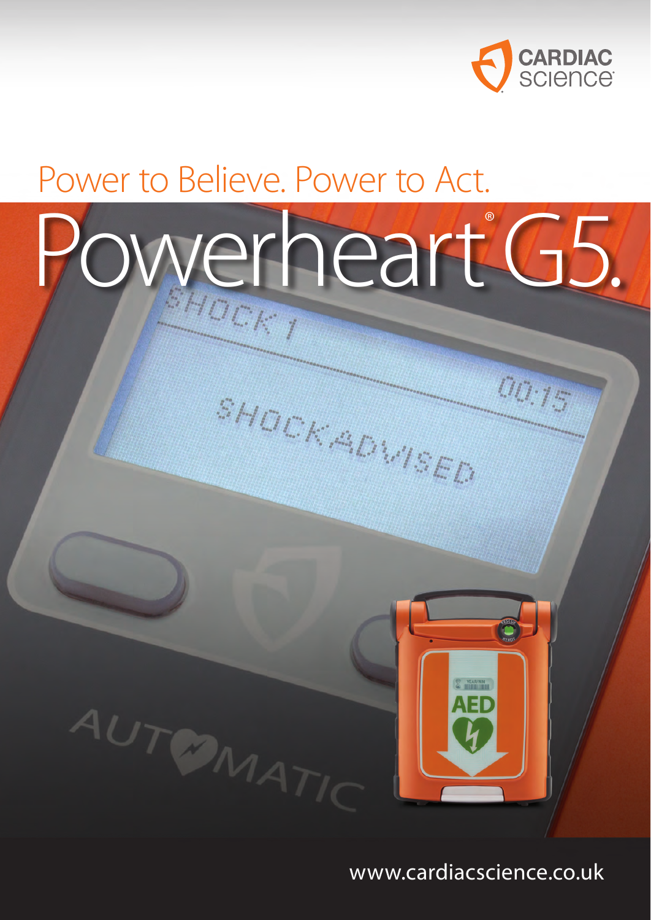CARDIAC science

Power to Believe. Power to Act.

# Powerheart® G5.

www.cardiacscience.co.uk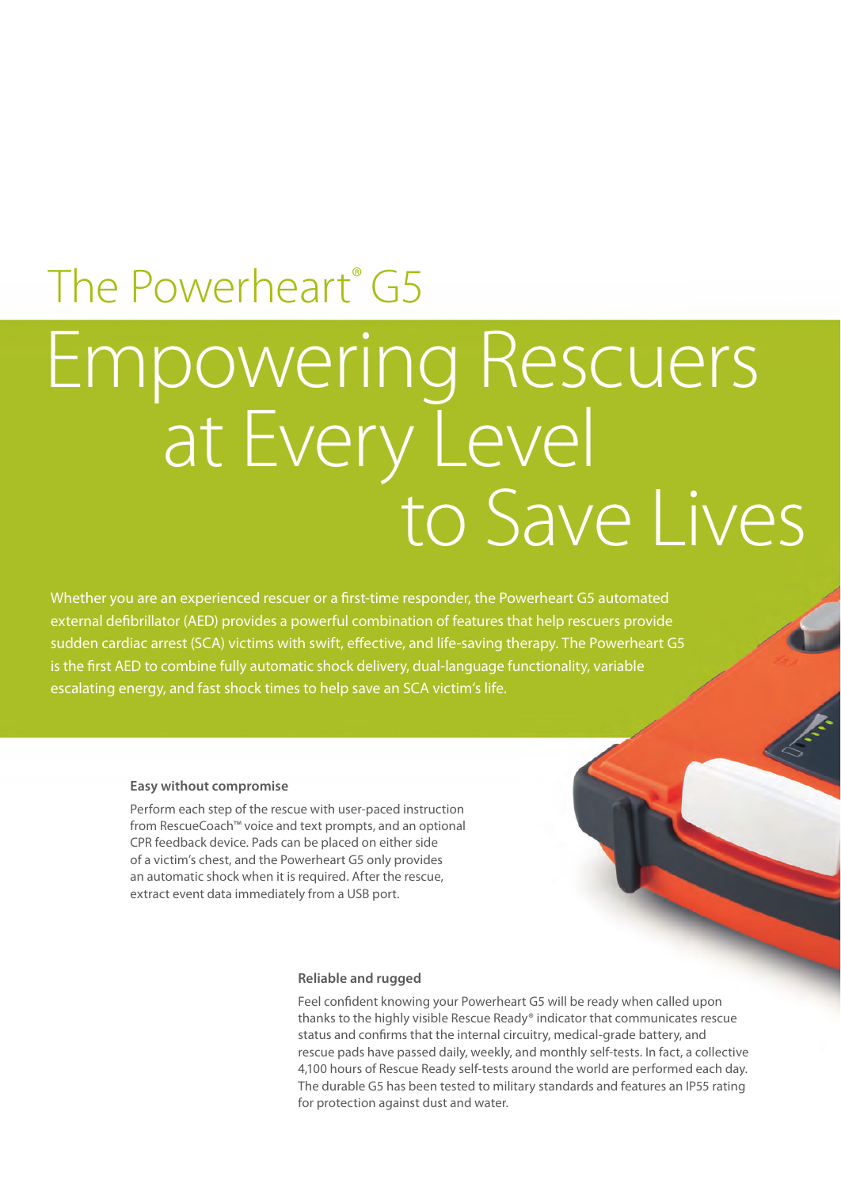## The Powerheart® G5

# Empowering Rescuers at Every Level to Save Lives

Whether you are an experienced rescuer or a first-time responder, the Powerheart G5 automated external defibrillator (AED) provides a powerful combination of features that help rescuers provide sudden cardiac arrest (SCA) victims with swift, effective, and life-saving therapy. The Powerheart G5 is the first AED to combine fully automatic shock delivery, dual-language functionality, variable escalating energy, and fast shock times to help save an SCA victim's life.

### Easy without compromise

Perform each step of the rescue with user-paced instruction from RescueCoach™ voice and text prompts, and an optional CPR feedback device. Pads can be placed on either side of a victim's chest, and the Powerheart G5 only provides an automatic shock when it is required. After the rescue, extract event data immediately from a USB port.

### Reliable and rugged

Feel confident knowing your Powerheart G5 will be ready when called upon thanks to the highly visible Rescue Ready® indicator that communicates rescue status and confirms that the internal circuitry, medical-grade battery, and rescue pads have passed daily, weekly, and monthly self-tests. In fact, a collective 4,100 hours of Rescue Ready self-tests around the world are performed each day. The durable G5 has been tested to military standards and features an IP55 rating for protection against dust and water.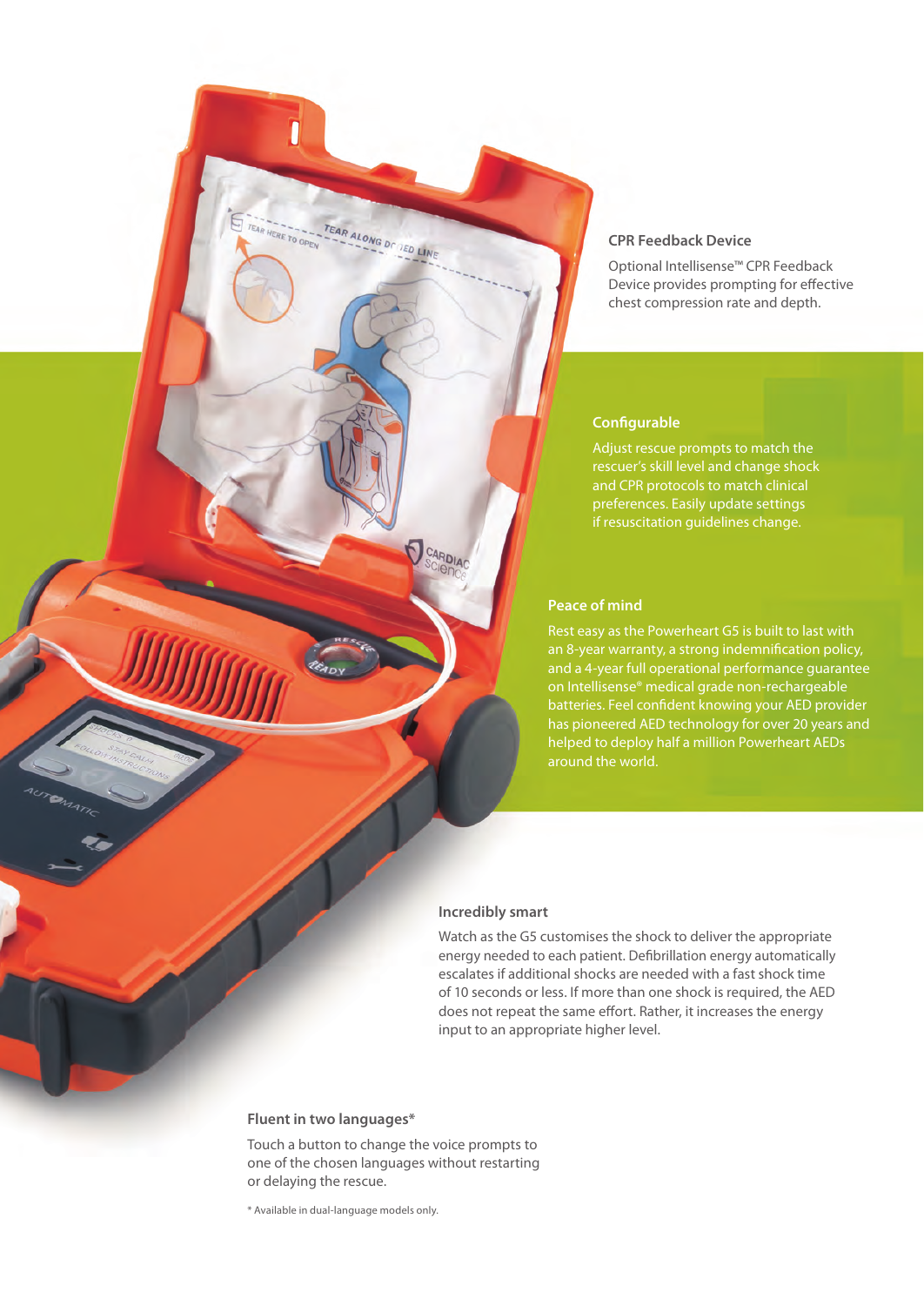### CPR Feedback Device

Optional Intellisense™ CPR Feedback Device provides prompting for effective chest compression rate and depth.

### Configurable

Adjust rescue prompts to match the rescuer's skill level and change shock and CPR protocols to match clinical preferences. Easily update settings if resuscitation guidelines change.

### Peace of mind

Rest easy as the Powerheart G5 is built to last with an 8-year warranty, a strong indemnification policy, and a 4-year full operational performance guarantee on Intellisense® medical grade non-rechargeable batteries. Feel confident knowing your AED provider has pioneered AED technology for over 20 years and helped to deploy half a million Powerheart AEDs around the world.

### Incredibly smart

Watch as the G5 customises the shock to deliver the appropriate energy needed to each patient. Defibrillation energy automatically escalates if additional shocks are needed with a fast shock time of 10 seconds or less. If more than one shock is required, the AED does not repeat the same effort. Rather, it increases the energy input to an appropriate higher level.

### Fluent in two languages*

Touch a button to change the voice prompts to one of the chosen languages without restarting or delaying the rescue.

* Available in dual-language models only.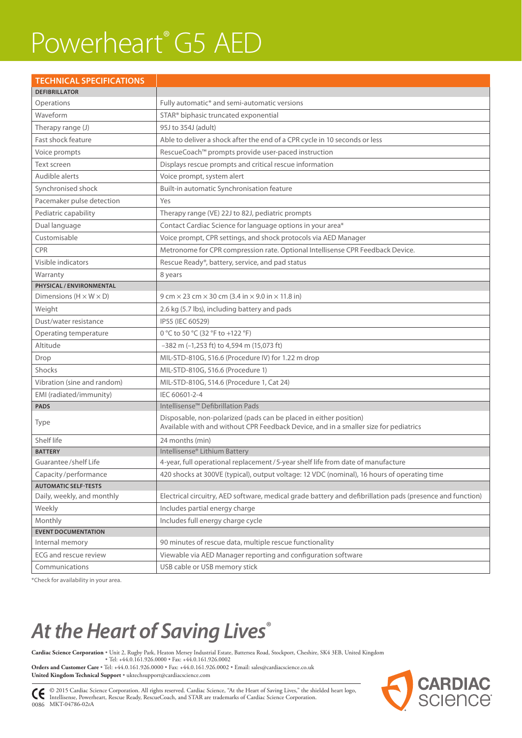# Powerheart® G5 AED

| TECHNICAL SPECIFICATIONS | |
|---|---|
| **DEFIBRILLATOR** | |
| Operations | Fully automatic* and semi-automatic versions |
| Waveform | STAR® biphasic truncated exponential |
| Therapy range (J) | 95J to 354J (adult) |
| Fast shock feature | Able to deliver a shock after the end of a CPR cycle in 10 seconds or less |
| Voice prompts | RescueCoach™ prompts provide user-paced instruction |
| Text screen | Displays rescue prompts and critical rescue information |
| Audible alerts | Voice prompt, system alert |
| Synchronised shock | Built-in automatic Synchronisation feature |
| Pacemaker pulse detection | Yes |
| Pediatric capability | Therapy range (VE) 22J to 82J, pediatric prompts |
| Dual language | Contact Cardiac Science for language options in your area* |
| Customisable | Voice prompt, CPR settings, and shock protocols via AED Manager |
| CPR | Metronome for CPR compression rate. Optional Intellisense CPR Feedback Device. |
| Visible indicators | Rescue Ready®, battery, service, and pad status |
| Warranty | 8 years |
| **PHYSICAL / ENVIRONMENTAL** | |
| Dimensions (H × W × D) | 9 cm × 23 cm × 30 cm (3.4 in × 9.0 in × 11.8 in) |
| Weight | 2.6 kg (5.7 lbs), including battery and pads |
| Dust/water resistance | IP55 (IEC 60529) |
| Operating temperature | 0 °C to 50 °C (32 °F to +122 °F) |
| Altitude | –382 m (–1,253 ft) to 4,594 m (15,073 ft) |
| Drop | MIL-STD-810G, 516.6 (Procedure IV) for 1.22 m drop |
| Shocks | MIL-STD-810G, 516.6 (Procedure 1) |
| Vibration (sine and random) | MIL-STD-810G, 514.6 (Procedure 1, Cat 24) |
| EMI (radiated/immunity) | IEC 60601-2-4 |
| **PADS** | Intellisense™ Defibrillation Pads |
| Type | Disposable, non-polarized (pads can be placed in either position)<br>Available with and without CPR Feedback Device, and in a smaller size for pediatrics |
| Shelf life | 24 months (min) |
| **BATTERY** | Intellisense® Lithium Battery |
| Guarantee/shelf Life | 4-year, full operational replacement/5-year shelf life from date of manufacture |
| Capacity/performance | 420 shocks at 300VE (typical), output voltage: 12 VDC (nominal), 16 hours of operating time |
| **AUTOMATIC SELF-TESTS** | |
| Daily, weekly, and monthly | Electrical circuitry, AED software, medical grade battery and defibrillation pads (presence and function) |
| Weekly | Includes partial energy charge |
| Monthly | Includes full energy charge cycle |
| **EVENT DOCUMENTATION** | |
| Internal memory | 90 minutes of rescue data, multiple rescue functionality |
| ECG and rescue review | Viewable via AED Manager reporting and configuration software |
| Communications | USB cable or USB memory stick |

*Check for availability in your area.

## *At the Heart of Saving Lives®*

**Cardiac Science Corporation** • Unit 2, Rugby Park, Heaton Mersey Industrial Estate, Battersea Road, Stockport, Cheshire, SK4 3EB, United Kingdom • Tel: +44.0.161.926.0000 • Fax: +44.0.161.926.0002

**Orders and Customer Care** • Tel: +44.0.161.926.0000 • Fax: +44.0.161.926.0002 • Email: sales@cardiacscience.co.uk

**United Kingdom Technical Support** • uktechsupport@cardiacscience.com

CE 0086 © 2015 Cardiac Science Corporation. All rights reserved. Cardiac Science, "At the Heart of Saving Lives," the shielded heart logo, Intellisense, Powerheart, Rescue Ready, RescueCoach, and STAR are trademarks of Cardiac Science Corporation. MKT-04786-02rA

CARDIAC science